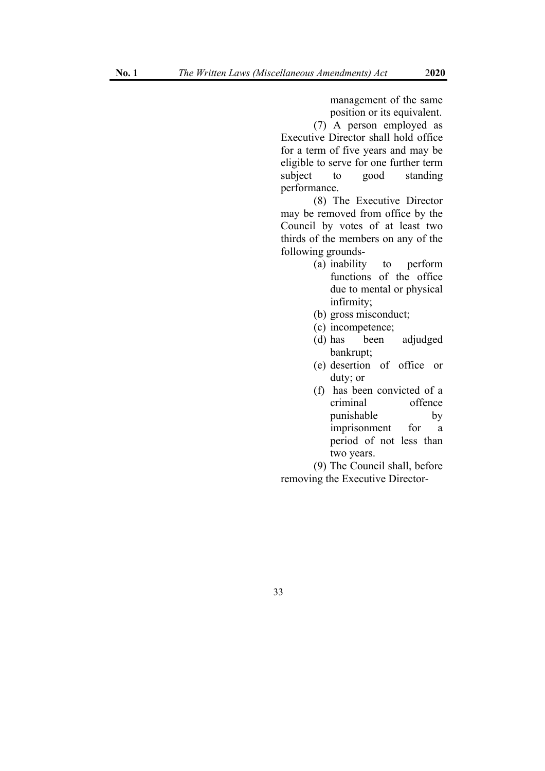management of the same position or its equivalent.

(7) A person employed as Executive Director shall hold office for a term of five years and may be eligible to serve for one further term subject to good standing performance.

(8) The Executive Director may be removed from office by the Council by votes of at least two thirds of the members on any of the following grounds-

(a) inability to perform functions of the office due to mental or physical infirmity;

(b) gross misconduct;

(c) incompetence;

(d) has been adjudged bankrupt;

(e) desertion of office or duty; or

(f) has been convicted of a criminal offence punishable by imprisonment for a period of not less than two years.

(9) The Council shall, before removing the Executive Director-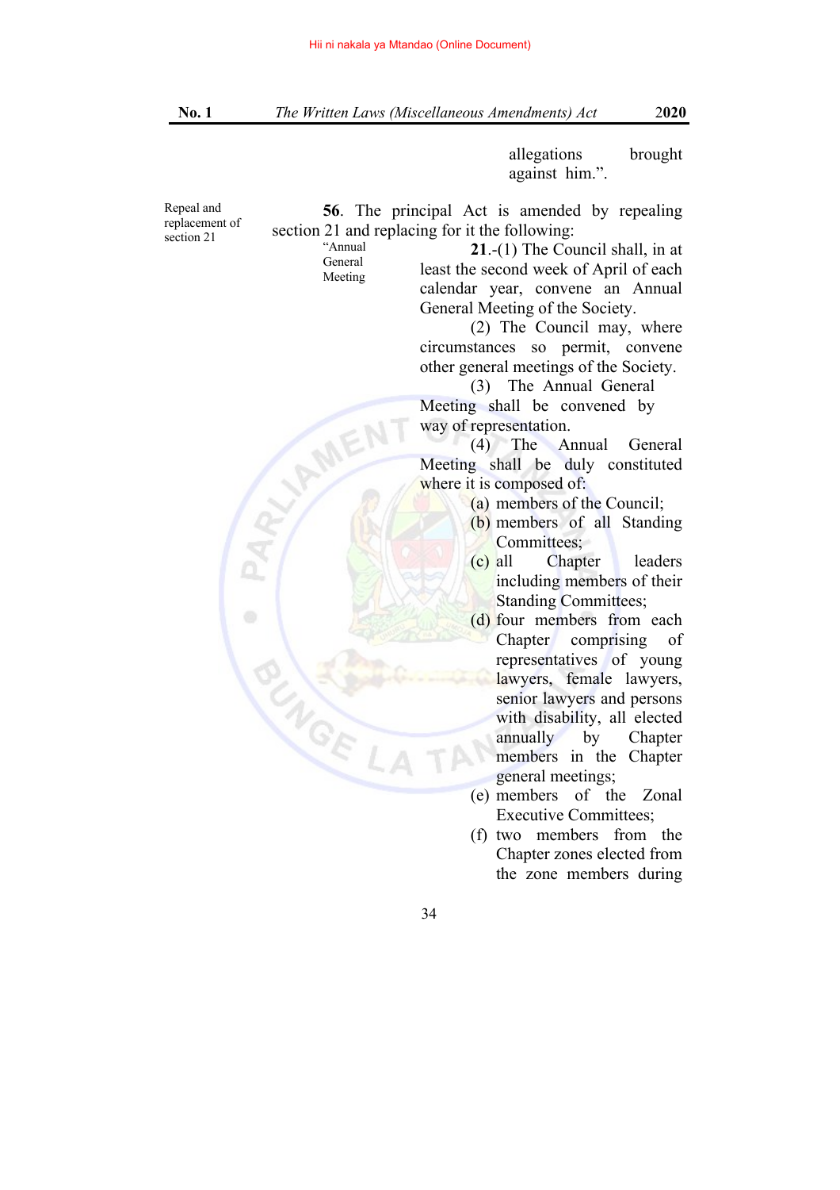allegations brought against him.".

Repeal and replacement of section 21

**56**. The principal Act is amended by repealing section 21 and replacing for it the following:

"Annual General Meeting

**21**.-(1) The Council shall, in at least the second week of April of each calendar year, convene an Annual General Meeting of the Society.

(2) The Council may, where circumstances so permit, convene other general meetings of the Society.

(3) The Annual General Meeting shall be convened by way of representation.

(4) The Annual General Meeting shall be duly constituted where it is composed of:

(a) members of the Council;

(b) members of all Standing Committees;

(c) all Chapter leaders including members of their Standing Committees;

(d) four members from each Chapter comprising of representatives of young lawyers, female lawyers, senior lawyers and persons with disability, all elected annually by Chapter members in the Chapter general meetings;

(e) members of the Zonal Executive Committees;

(f) two members from the Chapter zones elected from the zone members during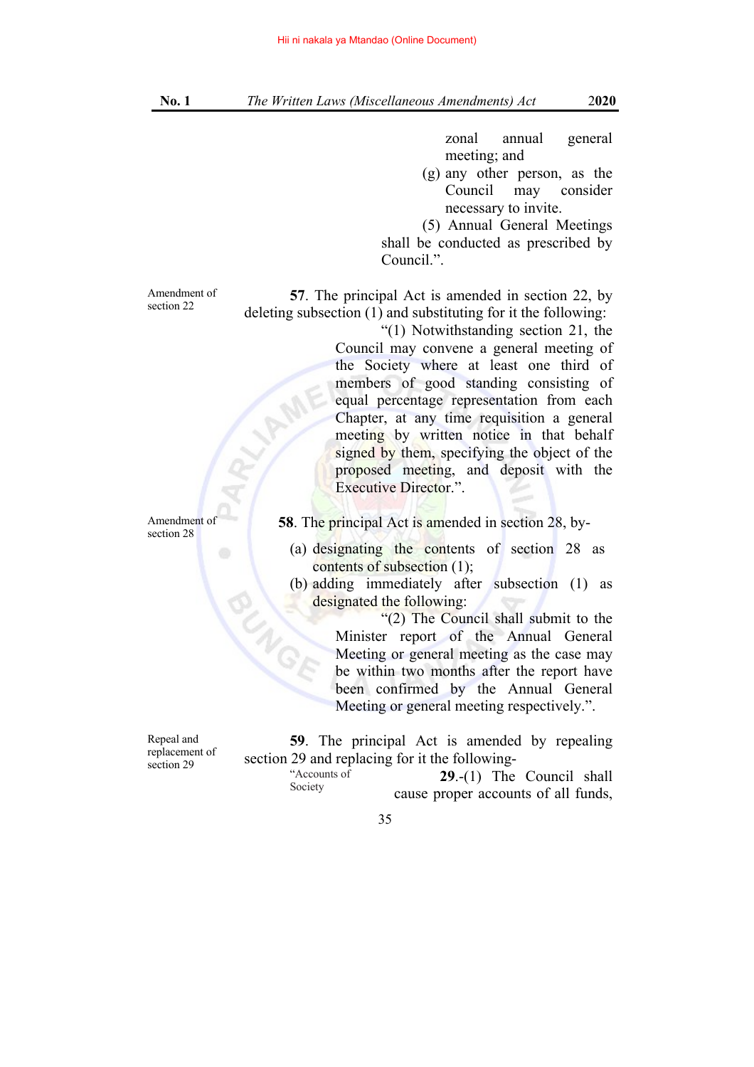zonal annual general meeting; and

(g) any other person, as the Council may consider necessary to invite.

(5) Annual General Meetings shall be conducted as prescribed by Council.".

Amendment of section 22

**57**. The principal Act is amended in section 22, by deleting subsection (1) and substituting for it the following:

"(1) Notwithstanding section 21, the Council may convene a general meeting of the Society where at least one third of members of good standing consisting of equal percentage representation from each Chapter, at any time requisition a general meeting by written notice in that behalf signed by them, specifying the object of the proposed meeting, and deposit with the Executive Director.".

Amendment of section 28

**58**. The principal Act is amended in section 28, by-

(a) designating the contents of section 28 as contents of subsection (1);

(b) adding immediately after subsection (1) as designated the following:

"(2) The Council shall submit to the Minister report of the Annual General Meeting or general meeting as the case may be within two months after the report have been confirmed by the Annual General Meeting or general meeting respectively.".

Repeal and replacement of section 29

**59**. The principal Act is amended by repealing section 29 and replacing for it the following-

"Accounts of Society

**29**.-(1) The Council shall cause proper accounts of all funds,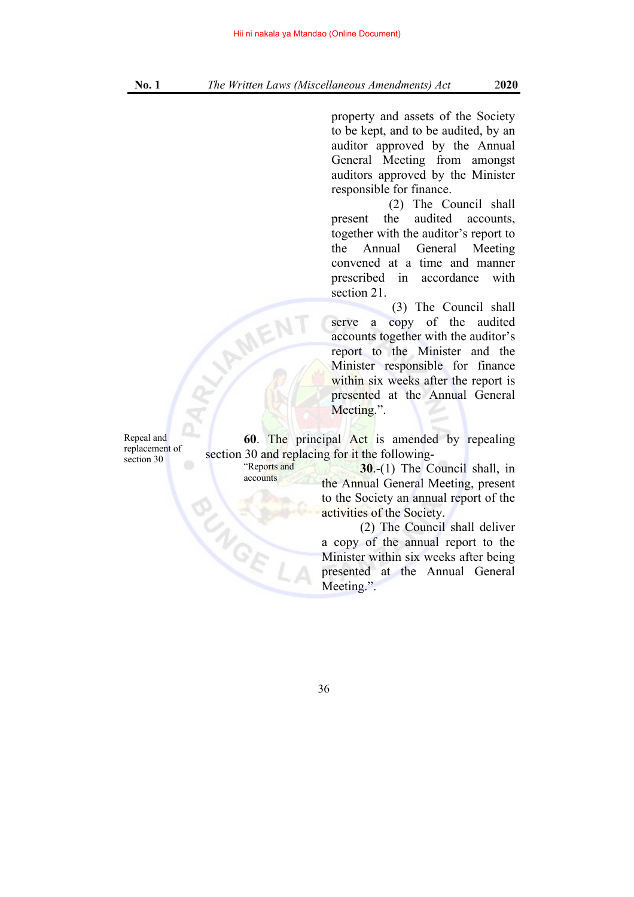property and assets of the Society to be kept, and to be audited, by an auditor approved by the Annual General Meeting from amongst auditors approved by the Minister responsible for finance.

(2) The Council shall present the audited accounts, together with the auditor's report to the Annual General Meeting convened at a time and manner prescribed in accordance with section 21.

(3) The Council shall serve a copy of the audited accounts together with the auditor's report to the Minister and the Minister responsible for finance within six weeks after the report is presented at the Annual General Meeting.".

Repeal and replacement of section 30

**60**. The principal Act is amended by repealing section 30 and replacing for it the following-

"Reports and accounts

**30**.-(1) The Council shall, in the Annual General Meeting, present to the Society an annual report of the activities of the Society.

(2) The Council shall deliver a copy of the annual report to the Minister within six weeks after being presented at the Annual General Meeting.".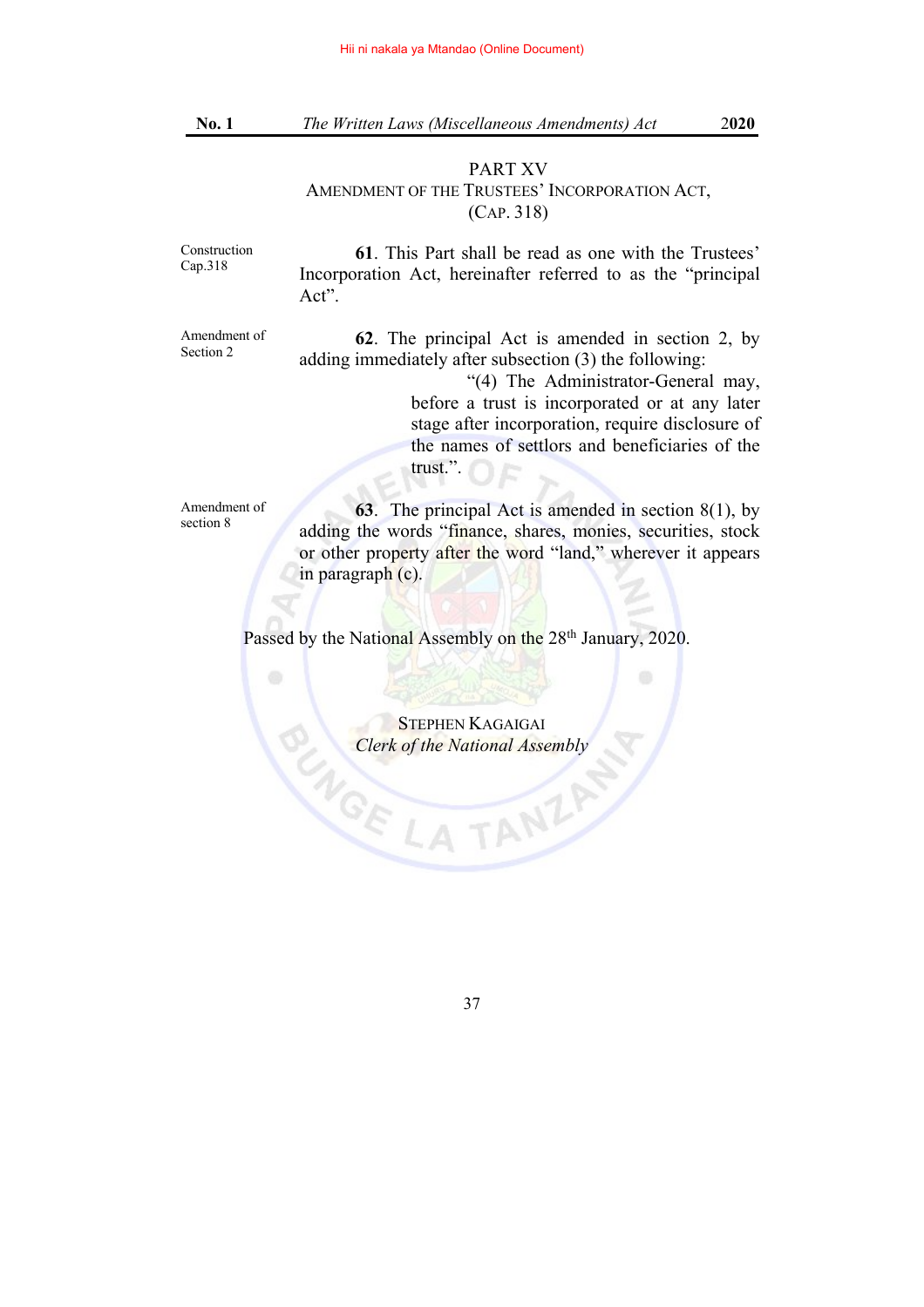## PART XV
### AMENDMENT OF THE TRUSTEES' INCORPORATION ACT, (CAP. 318)

Construction Cap.318

**61**. This Part shall be read as one with the Trustees' Incorporation Act, hereinafter referred to as the "principal Act".

Amendment of Section 2

**62**. The principal Act is amended in section 2, by adding immediately after subsection (3) the following:

"(4) The Administrator-General may, before a trust is incorporated or at any later stage after incorporation, require disclosure of the names of settlors and beneficiaries of the trust.".

Amendment of section 8

**63**. The principal Act is amended in section 8(1), by adding the words "finance, shares, monies, securities, stock or other property after the word "land," wherever it appears in paragraph (c).

Passed by the National Assembly on the 28th January, 2020.

STEPHEN KAGAIGAI
*Clerk of the National Assembly*